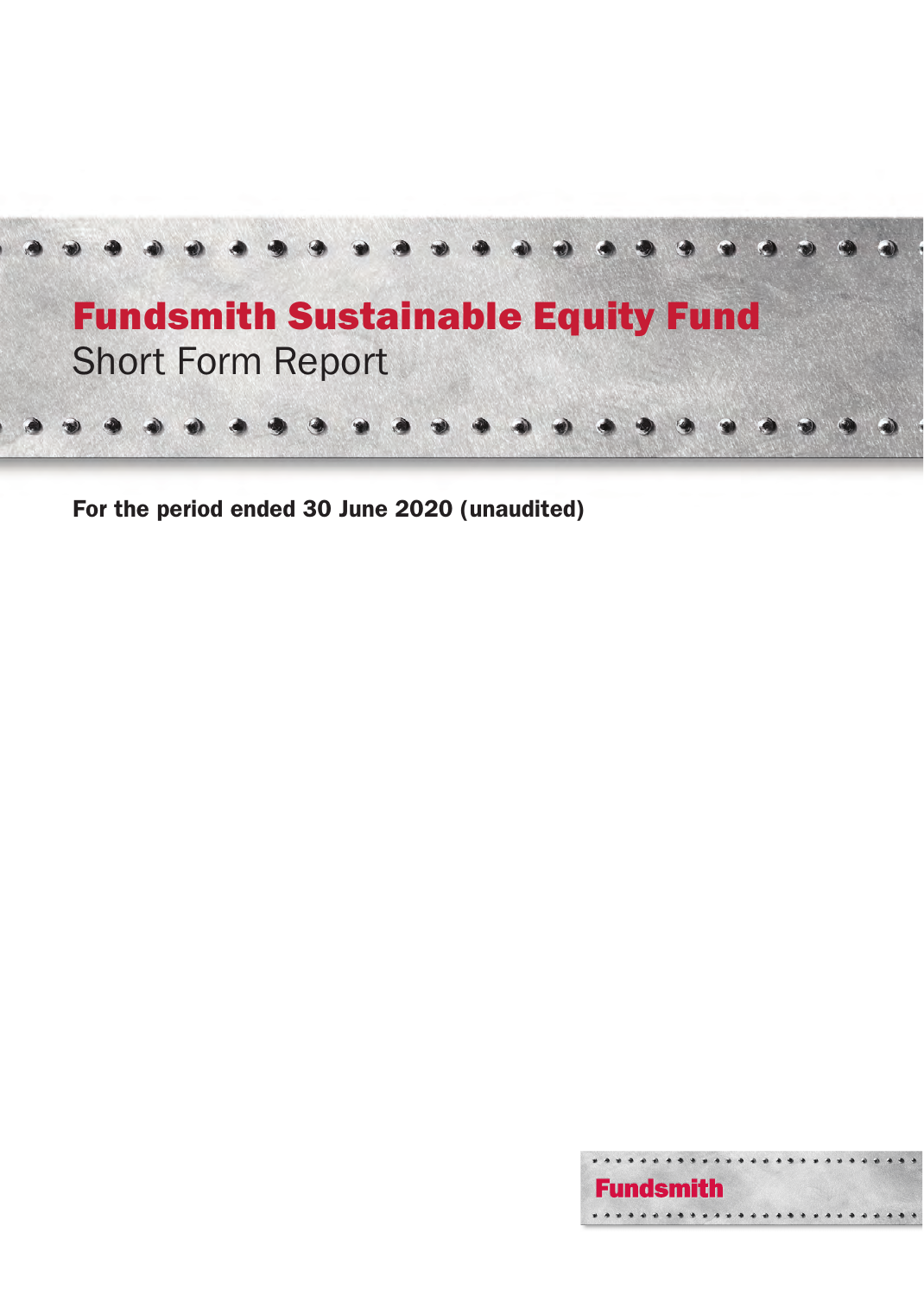# Fundsmith Sustainable Equity Fund

## Short Form Report

**For the period ended 30 June 2020 (unaudited)**

Fundsmith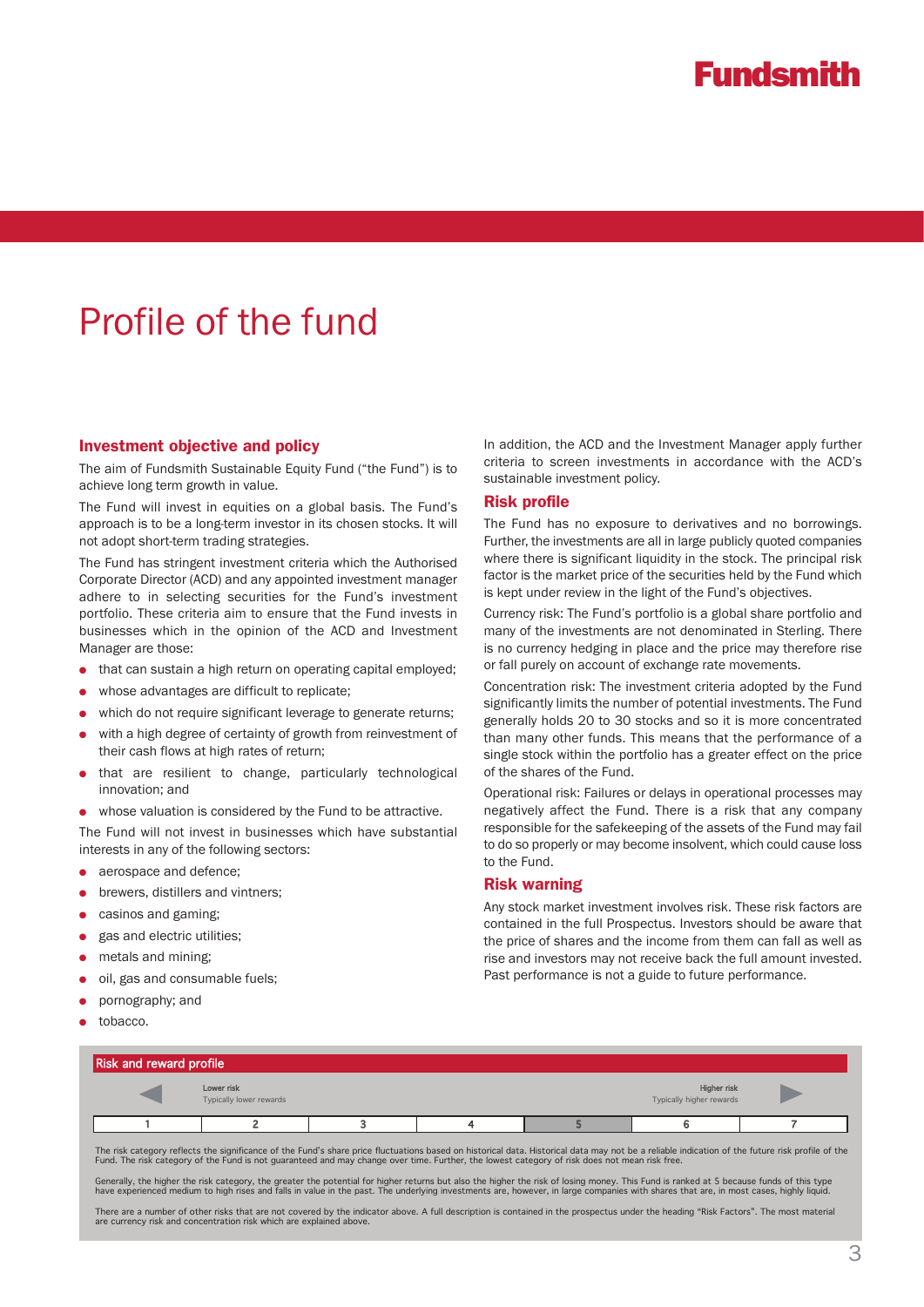# Profile of the fund

## Investment objective and policy

The aim of Fundsmith Sustainable Equity Fund ("the Fund") is to achieve long term growth in value.

The Fund will invest in equities on a global basis. The Fund's approach is to be a long-term investor in its chosen stocks. It will not adopt short-term trading strategies.

The Fund has stringent investment criteria which the Authorised Corporate Director (ACD) and any appointed investment manager adhere to in selecting securities for the Fund's investment portfolio. These criteria aim to ensure that the Fund invests in businesses which in the opinion of the ACD and Investment Manager are those:

- that can sustain a high return on operating capital employed;
- whose advantages are difficult to replicate;
- which do not require significant leverage to generate returns;
- with a high degree of certainty of growth from reinvestment of their cash flows at high rates of return;
- that are resilient to change, particularly technological innovation; and
- whose valuation is considered by the Fund to be attractive.

The Fund will not invest in businesses which have substantial interests in any of the following sectors:

- aerospace and defence;
- brewers, distillers and vintners;
- casinos and gaming;
- gas and electric utilities;
- metals and mining;
- oil, gas and consumable fuels;
- pornography; and
- tobacco.

In addition, the ACD and the Investment Manager apply further criteria to screen investments in accordance with the ACD's sustainable investment policy.

## Risk profile

The Fund has no exposure to derivatives and no borrowings. Further, the investments are all in large publicly quoted companies where there is significant liquidity in the stock. The principal risk factor is the market price of the securities held by the Fund which is kept under review in the light of the Fund's objectives.

Currency risk: The Fund's portfolio is a global share portfolio and many of the investments are not denominated in Sterling. There is no currency hedging in place and the price may therefore rise or fall purely on account of exchange rate movements.

Concentration risk: The investment criteria adopted by the Fund significantly limits the number of potential investments. The Fund generally holds 20 to 30 stocks and so it is more concentrated than many other funds. This means that the performance of a single stock within the portfolio has a greater effect on the price of the shares of the Fund.

Operational risk: Failures or delays in operational processes may negatively affect the Fund. There is a risk that any company responsible for the safekeeping of the assets of the Fund may fail to do so properly or may become insolvent, which could cause loss to the Fund.

## Risk warning

Any stock market investment involves risk. These risk factors are contained in the full Prospectus. Investors should be aware that the price of shares and the income from them can fall as well as rise and investors may not receive back the full amount invested. Past performance is not a guide to future performance.

### Risk and reward profile

| Lower risk<br>Typically lower rewards | | | | | | Higher risk<br>Typically higher rewards |
|---|---|---|---|---|---|---|
| 1 | 2 | 3 | 4 | **5** | 6 | 7 |

The risk category reflects the significance of the Fund's share price fluctuations based on historical data. Historical data may not be a reliable indication of the future risk profile of the Fund. The risk category of the Fund is not guaranteed and may change over time. Further, the lowest category of risk does not mean risk free.

Generally, the higher the risk category, the greater the potential for higher returns but also the higher the risk of losing money. This Fund is ranked at 5 because funds of this type have experienced medium to high rises and falls in value in the past. The underlying investments are, however, in large companies with shares that are, in most cases, highly liquid.

There are a number of other risks that are not covered by the indicator above. A full description is contained in the prospectus under the heading "Risk Factors". The most material are currency risk and concentration risk which are explained above.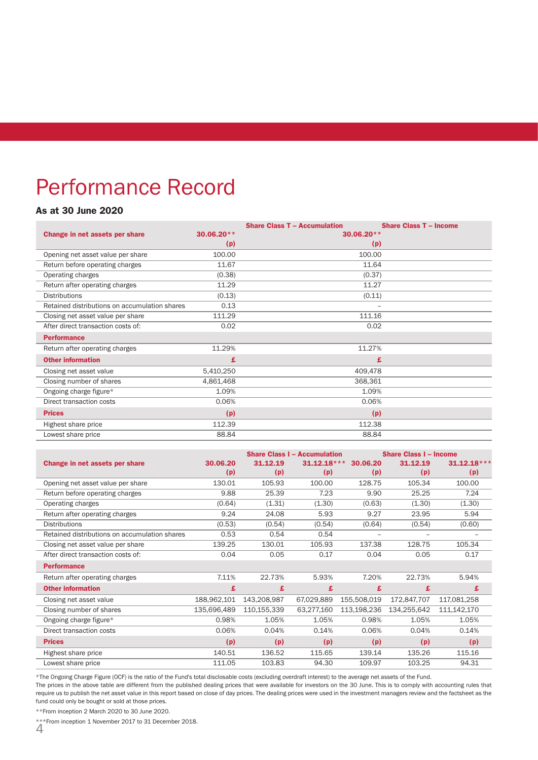# Performance Record

### As at 30 June 2020

| Change in net assets per share | Share Class T – Accumulation 30.06.20** (p) | Share Class T – Income 30.06.20** (p) |
|---|---|---|
| Opening net asset value per share | 100.00 | 100.00 |
| Return before operating charges | 11.67 | 11.64 |
| Operating charges | (0.38) | (0.37) |
| Return after operating charges | 11.29 | 11.27 |
| Distributions | (0.13) | (0.11) |
| Retained distributions on accumulation shares | 0.13 | – |
| Closing net asset value per share | 111.29 | 111.16 |
| After direct transaction costs of: | 0.02 | 0.02 |
| **Performance** | | |
| Return after operating charges | 11.29% | 11.27% |
| **Other information** | £ | £ |
| Closing net asset value | 5,410,250 | 409,478 |
| Closing number of shares | 4,861,468 | 368,361 |
| Ongoing charge figure* | 1.09% | 1.09% |
| Direct transaction costs | 0.06% | 0.06% |
| **Prices** | (p) | (p) |
| Highest share price | 112.39 | 112.38 |
| Lowest share price | 88.84 | 88.84 |

| | Share Class I – Accumulation | | | Share Class I – Income | | |
|---|---|---|---|---|---|---|
| Change in net assets per share | 30.06.20 (p) | 31.12.19 (p) | 31.12.18*** (p) | 30.06.20 (p) | 31.12.19 (p) | 31.12.18*** (p) |
| Opening net asset value per share | 130.01 | 105.93 | 100.00 | 128.75 | 105.34 | 100.00 |
| Return before operating charges | 9.88 | 25.39 | 7.23 | 9.90 | 25.25 | 7.24 |
| Operating charges | (0.64) | (1.31) | (1.30) | (0.63) | (1.30) | (1.30) |
| Return after operating charges | 9.24 | 24.08 | 5.93 | 9.27 | 23.95 | 5.94 |
| Distributions | (0.53) | (0.54) | (0.54) | (0.64) | (0.54) | (0.60) |
| Retained distributions on accumulation shares | 0.53 | 0.54 | 0.54 | – | – | – |
| Closing net asset value per share | 139.25 | 130.01 | 105.93 | 137.38 | 128.75 | 105.34 |
| After direct transaction costs of: | 0.04 | 0.05 | 0.17 | 0.04 | 0.05 | 0.17 |
| **Performance** | | | | | | |
| Return after operating charges | 7.11% | 22.73% | 5.93% | 7.20% | 22.73% | 5.94% |
| **Other information** | £ | £ | £ | £ | £ | £ |
| Closing net asset value | 188,962,101 | 143,208,987 | 67,029,889 | 155,508,019 | 172,847,707 | 117,081,258 |
| Closing number of shares | 135,696,489 | 110,155,339 | 63,277,160 | 113,198,236 | 134,255,642 | 111,142,170 |
| Ongoing charge figure* | 0.98% | 1.05% | 1.05% | 0.98% | 1.05% | 1.05% |
| Direct transaction costs | 0.06% | 0.04% | 0.14% | 0.06% | 0.04% | 0.14% |
| **Prices** | (p) | (p) | (p) | (p) | (p) | (p) |
| Highest share price | 140.51 | 136.52 | 115.65 | 139.14 | 135.26 | 115.16 |
| Lowest share price | 111.05 | 103.83 | 94.30 | 109.97 | 103.25 | 94.31 |

*The Ongoing Charge Figure (OCF) is the ratio of the Fund's total disclosable costs (excluding overdraft interest) to the average net assets of the Fund.

The prices in the above table are different from the published dealing prices that were available for investors on the 30 June. This is to comply with accounting rules that require us to publish the net asset value in this report based on close of day prices. The dealing prices were used in the investment managers review and the factsheet as the fund could only be bought or sold at those prices.

**From inception 2 March 2020 to 30 June 2020.

***From inception 1 November 2017 to 31 December 2018.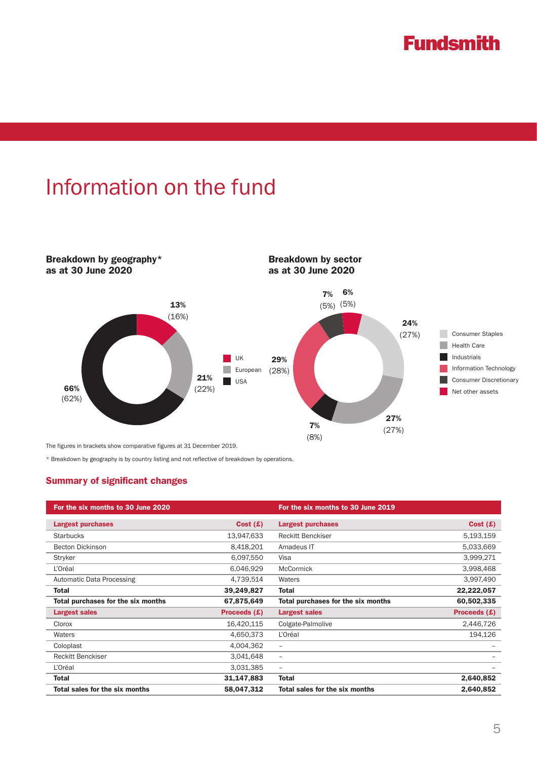# Information on the fund

**Breakdown by geography\***
**as at 30 June 2020**

| Region | 30 June 2020 | 31 December 2019 |
|---|---|---|
| UK | 13% | (16%) |
| European | 21% | (22%) |
| USA | 66% | (62%) |

**Breakdown by sector**
**as at 30 June 2020**

| Sector | 30 June 2020 | 31 December 2019 |
|---|---|---|
| Consumer Staples | 24% | (27%) |
| Health Care | 27% | (27%) |
| Industrials | 7% | (8%) |
| Information Technology | 29% | (28%) |
| Consumer Discretionary | 7% | (5%) |
| Net other assets | 6% | (5%) |

The figures in brackets show comparative figures at 31 December 2019.

\* Breakdown by geography is by country listing and not reflective of breakdown by operations.

## Summary of significant changes

| For the six months to 30 June 2020 | | For the six months to 30 June 2019 | |
|---|---|---|---|
| **Largest purchases** | **Cost (£)** | **Largest purchases** | **Cost (£)** |
| Starbucks | 13,947,633 | Reckitt Benckiser | 5,193,159 |
| Becton Dickinson | 8,418,201 | Amadeus IT | 5,033,669 |
| Stryker | 6,097,550 | Visa | 3,999,271 |
| L'Oréal | 6,046,929 | McCormick | 3,998,468 |
| Automatic Data Processing | 4,739,514 | Waters | 3,997,490 |
| **Total** | **39,249,827** | **Total** | **22,222,057** |
| **Total purchases for the six months** | **67,875,649** | **Total purchases for the six months** | **60,502,335** |
| **Largest sales** | **Proceeds (£)** | **Largest sales** | **Proceeds (£)** |
| Clorox | 16,420,115 | Colgate-Palmolive | 2,446,726 |
| Waters | 4,650,373 | L'Oréal | 194,126 |
| Coloplast | 4,004,362 | – | – |
| Reckitt Benckiser | 3,041,648 | – | – |
| L'Oréal | 3,031,385 | – | – |
| **Total** | **31,147,883** | **Total** | **2,640,852** |
| **Total sales for the six months** | **58,047,312** | **Total sales for the six months** | **2,640,852** |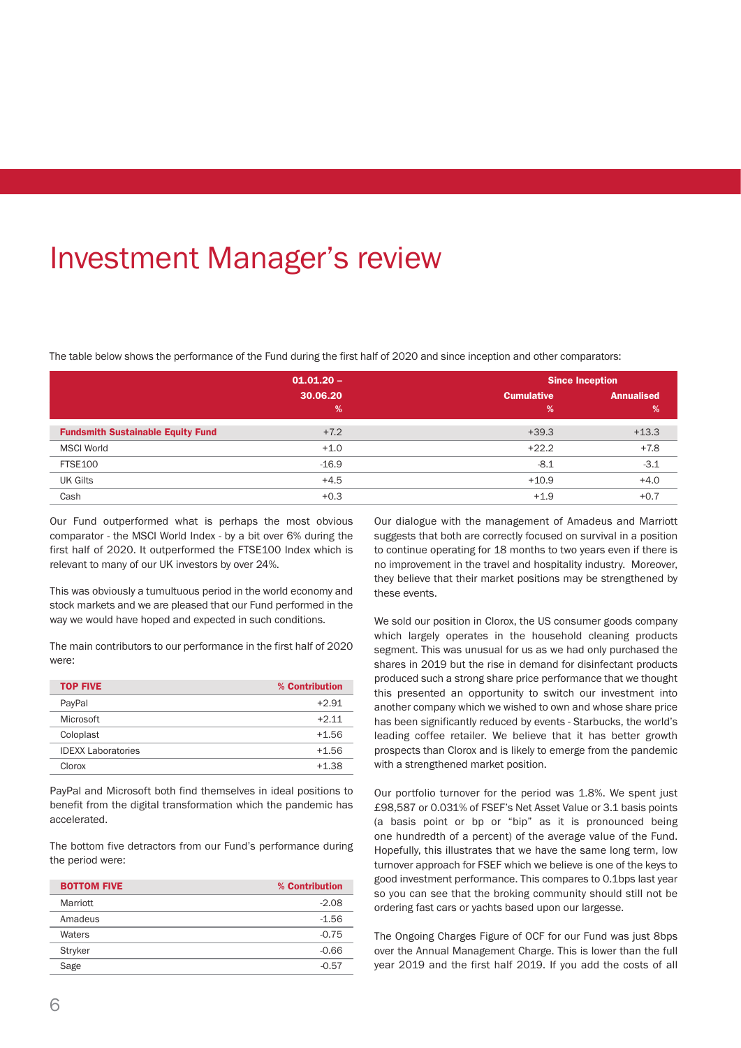# Investment Manager's review

The table below shows the performance of the Fund during the first half of 2020 and since inception and other comparators:

| | 01.01.20 – 30.06.20 % | Since Inception | |
|---|---|---|---|
| | | Cumulative % | Annualised % |
| **Fundsmith Sustainable Equity Fund** | +7.2 | +39.3 | +13.3 |
| MSCI World | +1.0 | +22.2 | +7.8 |
| FTSE100 | -16.9 | -8.1 | -3.1 |
| UK Gilts | +4.5 | +10.9 | +4.0 |
| Cash | +0.3 | +1.9 | +0.7 |

Our Fund outperformed what is perhaps the most obvious comparator - the MSCI World Index - by a bit over 6% during the first half of 2020. It outperformed the FTSE100 Index which is relevant to many of our UK investors by over 24%.

This was obviously a tumultuous period in the world economy and stock markets and we are pleased that our Fund performed in the way we would have hoped and expected in such conditions.

The main contributors to our performance in the first half of 2020 were:

| TOP FIVE | % Contribution |
|---|---|
| PayPal | +2.91 |
| Microsoft | +2.11 |
| Coloplast | +1.56 |
| IDEXX Laboratories | +1.56 |
| Clorox | +1.38 |

PayPal and Microsoft both find themselves in ideal positions to benefit from the digital transformation which the pandemic has accelerated.

The bottom five detractors from our Fund's performance during the period were:

| BOTTOM FIVE | % Contribution |
|---|---|
| Marriott | -2.08 |
| Amadeus | -1.56 |
| Waters | -0.75 |
| Stryker | -0.66 |
| Sage | -0.57 |

Our dialogue with the management of Amadeus and Marriott suggests that both are correctly focused on survival in a position to continue operating for 18 months to two years even if there is no improvement in the travel and hospitality industry. Moreover, they believe that their market positions may be strengthened by these events.

We sold our position in Clorox, the US consumer goods company which largely operates in the household cleaning products segment. This was unusual for us as we had only purchased the shares in 2019 but the rise in demand for disinfectant products produced such a strong share price performance that we thought this presented an opportunity to switch our investment into another company which we wished to own and whose share price has been significantly reduced by events - Starbucks, the world's leading coffee retailer. We believe that it has better growth prospects than Clorox and is likely to emerge from the pandemic with a strengthened market position.

Our portfolio turnover for the period was 1.8%. We spent just £98,587 or 0.031% of FSEF's Net Asset Value or 3.1 basis points (a basis point or bp or "bip" as it is pronounced being one hundredth of a percent) of the average value of the Fund. Hopefully, this illustrates that we have the same long term, low turnover approach for FSEF which we believe is one of the keys to good investment performance. This compares to 0.1bps last year so you can see that the broking community should still not be ordering fast cars or yachts based upon our largesse.

The Ongoing Charges Figure of OCF for our Fund was just 8bps over the Annual Management Charge. This is lower than the full year 2019 and the first half 2019. If you add the costs of all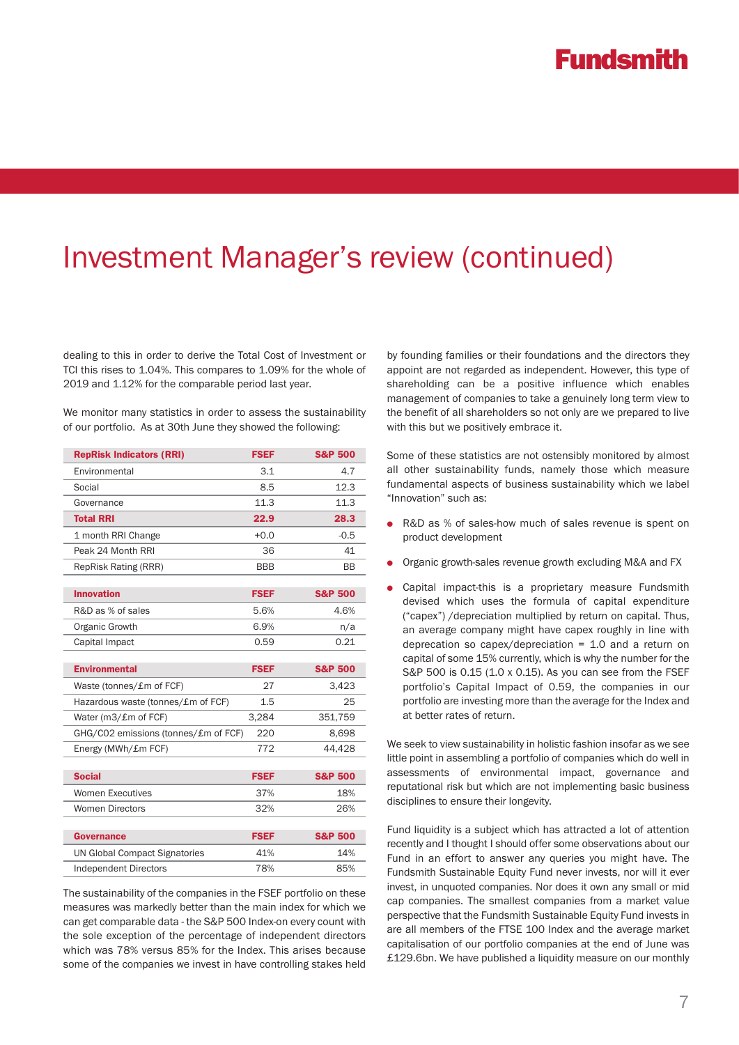# Investment Manager's review (continued)

dealing to this in order to derive the Total Cost of Investment or TCI this rises to 1.04%. This compares to 1.09% for the whole of 2019 and 1.12% for the comparable period last year.

We monitor many statistics in order to assess the sustainability of our portfolio. As at 30th June they showed the following:

| RepRisk Indicators (RRI) | FSEF | S&P 500 |
|---|---|---|
| Environmental | 3.1 | 4.7 |
| Social | 8.5 | 12.3 |
| Governance | 11.3 | 11.3 |
| **Total RRI** | **22.9** | **28.3** |
| 1 month RRI Change | +0.0 | -0.5 |
| Peak 24 Month RRI | 36 | 41 |
| RepRisk Rating (RRR) | BBB | BB |

| Innovation | FSEF | S&P 500 |
|---|---|---|
| R&D as % of sales | 5.6% | 4.6% |
| Organic Growth | 6.9% | n/a |
| Capital Impact | 0.59 | 0.21 |

| Environmental | FSEF | S&P 500 |
|---|---|---|
| Waste (tonnes/£m of FCF) | 27 | 3,423 |
| Hazardous waste (tonnes/£m of FCF) | 1.5 | 25 |
| Water (m3/£m of FCF) | 3,284 | 351,759 |
| GHG/C02 emissions (tonnes/£m of FCF) | 220 | 8,698 |
| Energy (MWh/£m FCF) | 772 | 44,428 |

| Social | FSEF | S&P 500 |
|---|---|---|
| Women Executives | 37% | 18% |
| Women Directors | 32% | 26% |

| Governance | FSEF | S&P 500 |
|---|---|---|
| UN Global Compact Signatories | 41% | 14% |
| Independent Directors | 78% | 85% |

The sustainability of the companies in the FSEF portfolio on these measures was markedly better than the main index for which we can get comparable data - the S&P 500 Index-on every count with the sole exception of the percentage of independent directors which was 78% versus 85% for the Index. This arises because some of the companies we invest in have controlling stakes held by founding families or their foundations and the directors they appoint are not regarded as independent. However, this type of shareholding can be a positive influence which enables management of companies to take a genuinely long term view to the benefit of all shareholders so not only are we prepared to live with this but we positively embrace it.

Some of these statistics are not ostensibly monitored by almost all other sustainability funds, namely those which measure fundamental aspects of business sustainability which we label "Innovation" such as:

- R&D as % of sales-how much of sales revenue is spent on product development
- Organic growth-sales revenue growth excluding M&A and FX
- Capital impact-this is a proprietary measure Fundsmith devised which uses the formula of capital expenditure ("capex") /depreciation multiplied by return on capital. Thus, an average company might have capex roughly in line with deprecation so capex/depreciation = 1.0 and a return on capital of some 15% currently, which is why the number for the S&P 500 is 0.15 (1.0 x 0.15). As you can see from the FSEF portfolio's Capital Impact of 0.59, the companies in our portfolio are investing more than the average for the Index and at better rates of return.

We seek to view sustainability in holistic fashion insofar as we see little point in assembling a portfolio of companies which do well in assessments of environmental impact, governance and reputational risk but which are not implementing basic business disciplines to ensure their longevity.

Fund liquidity is a subject which has attracted a lot of attention recently and I thought I should offer some observations about our Fund in an effort to answer any queries you might have. The Fundsmith Sustainable Equity Fund never invests, nor will it ever invest, in unquoted companies. Nor does it own any small or mid cap companies. The smallest companies from a market value perspective that the Fundsmith Sustainable Equity Fund invests in are all members of the FTSE 100 Index and the average market capitalisation of our portfolio companies at the end of June was £129.6bn. We have published a liquidity measure on our monthly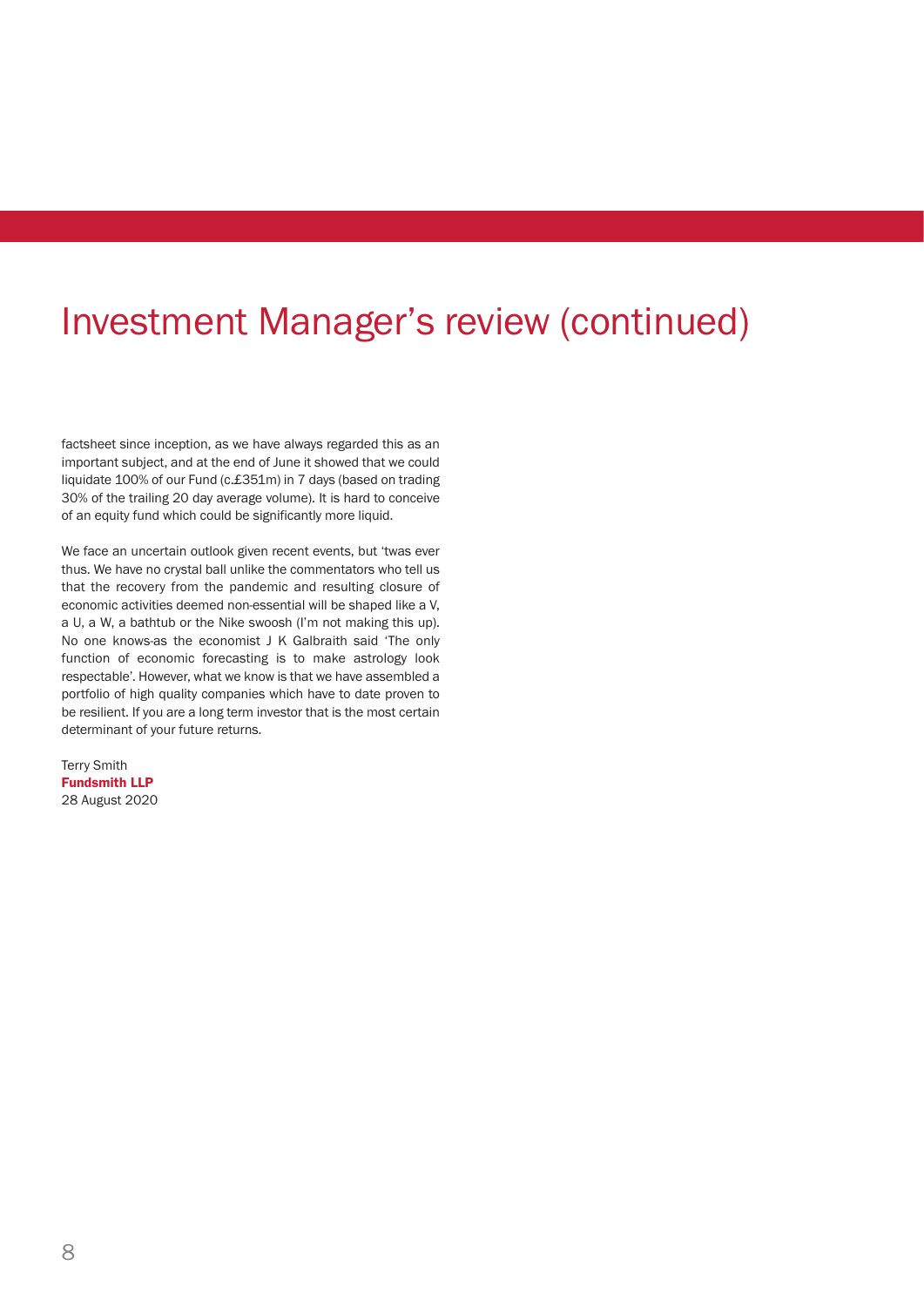# Investment Manager's review (continued)

factsheet since inception, as we have always regarded this as an important subject, and at the end of June it showed that we could liquidate 100% of our Fund (c.£351m) in 7 days (based on trading 30% of the trailing 20 day average volume). It is hard to conceive of an equity fund which could be significantly more liquid.

We face an uncertain outlook given recent events, but 'twas ever thus. We have no crystal ball unlike the commentators who tell us that the recovery from the pandemic and resulting closure of economic activities deemed non-essential will be shaped like a V, a U, a W, a bathtub or the Nike swoosh (I'm not making this up). No one knows-as the economist J K Galbraith said 'The only function of economic forecasting is to make astrology look respectable'. However, what we know is that we have assembled a portfolio of high quality companies which have to date proven to be resilient. If you are a long term investor that is the most certain determinant of your future returns.

Terry Smith
**Fundsmith LLP**
28 August 2020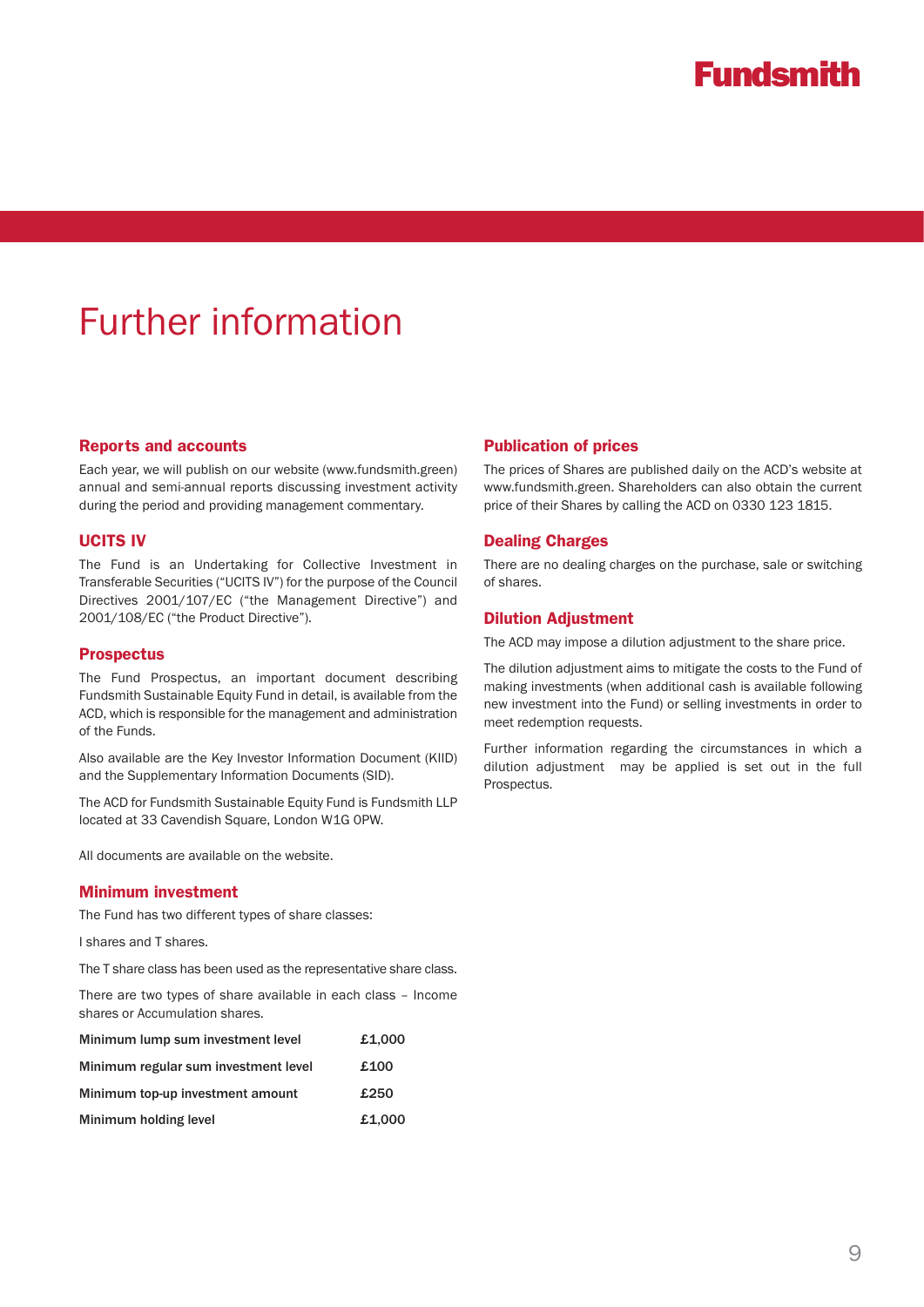# Further information

### Reports and accounts

Each year, we will publish on our website (www.fundsmith.green) annual and semi-annual reports discussing investment activity during the period and providing management commentary.

### UCITS IV

The Fund is an Undertaking for Collective Investment in Transferable Securities ("UCITS IV") for the purpose of the Council Directives 2001/107/EC ("the Management Directive") and 2001/108/EC ("the Product Directive").

### Prospectus

The Fund Prospectus, an important document describing Fundsmith Sustainable Equity Fund in detail, is available from the ACD, which is responsible for the management and administration of the Funds.

Also available are the Key Investor Information Document (KIID) and the Supplementary Information Documents (SID).

The ACD for Fundsmith Sustainable Equity Fund is Fundsmith LLP located at 33 Cavendish Square, London W1G 0PW.

All documents are available on the website.

### Minimum investment

The Fund has two different types of share classes:

I shares and T shares.

The T share class has been used as the representative share class.

There are two types of share available in each class – Income shares or Accumulation shares.

| | |
|---|---|
| Minimum lump sum investment level | £1,000 |
| Minimum regular sum investment level | £100 |
| Minimum top-up investment amount | £250 |
| Minimum holding level | £1,000 |

### Publication of prices

The prices of Shares are published daily on the ACD's website at www.fundsmith.green. Shareholders can also obtain the current price of their Shares by calling the ACD on 0330 123 1815.

### Dealing Charges

There are no dealing charges on the purchase, sale or switching of shares.

### Dilution Adjustment

The ACD may impose a dilution adjustment to the share price.

The dilution adjustment aims to mitigate the costs to the Fund of making investments (when additional cash is available following new investment into the Fund) or selling investments in order to meet redemption requests.

Further information regarding the circumstances in which a dilution adjustment may be applied is set out in the full Prospectus.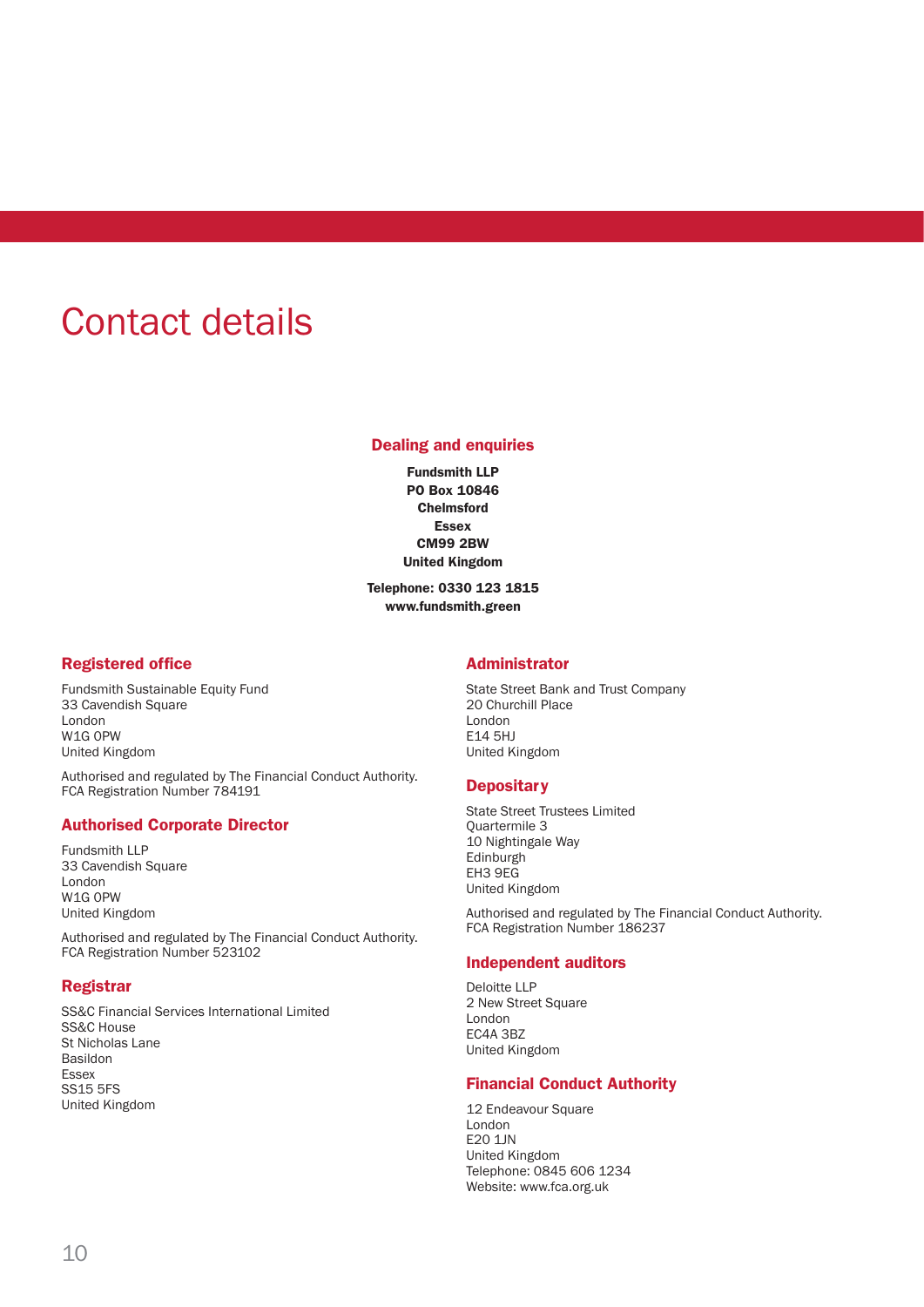# Contact details

## Dealing and enquiries

**Fundsmith LLP**
**PO Box 10846**
**Chelmsford**
**Essex**
**CM99 2BW**
**United Kingdom**

**Telephone: 0330 123 1815**
**www.fundsmith.green**

## Registered office

Fundsmith Sustainable Equity Fund
33 Cavendish Square
London
W1G 0PW
United Kingdom

Authorised and regulated by The Financial Conduct Authority.
FCA Registration Number 784191

## Authorised Corporate Director

Fundsmith LLP
33 Cavendish Square
London
W1G 0PW
United Kingdom

Authorised and regulated by The Financial Conduct Authority.
FCA Registration Number 523102

## Registrar

SS&C Financial Services International Limited
SS&C House
St Nicholas Lane
Basildon
Essex
SS15 5FS
United Kingdom

## Administrator

State Street Bank and Trust Company
20 Churchill Place
London
E14 5HJ
United Kingdom

## Depositary

State Street Trustees Limited
Quartermile 3
10 Nightingale Way
Edinburgh
EH3 9EG
United Kingdom

Authorised and regulated by The Financial Conduct Authority.
FCA Registration Number 186237

## Independent auditors

Deloitte LLP
2 New Street Square
London
EC4A 3BZ
United Kingdom

## Financial Conduct Authority

12 Endeavour Square
London
E20 1JN
United Kingdom
Telephone: 0845 606 1234
Website: www.fca.org.uk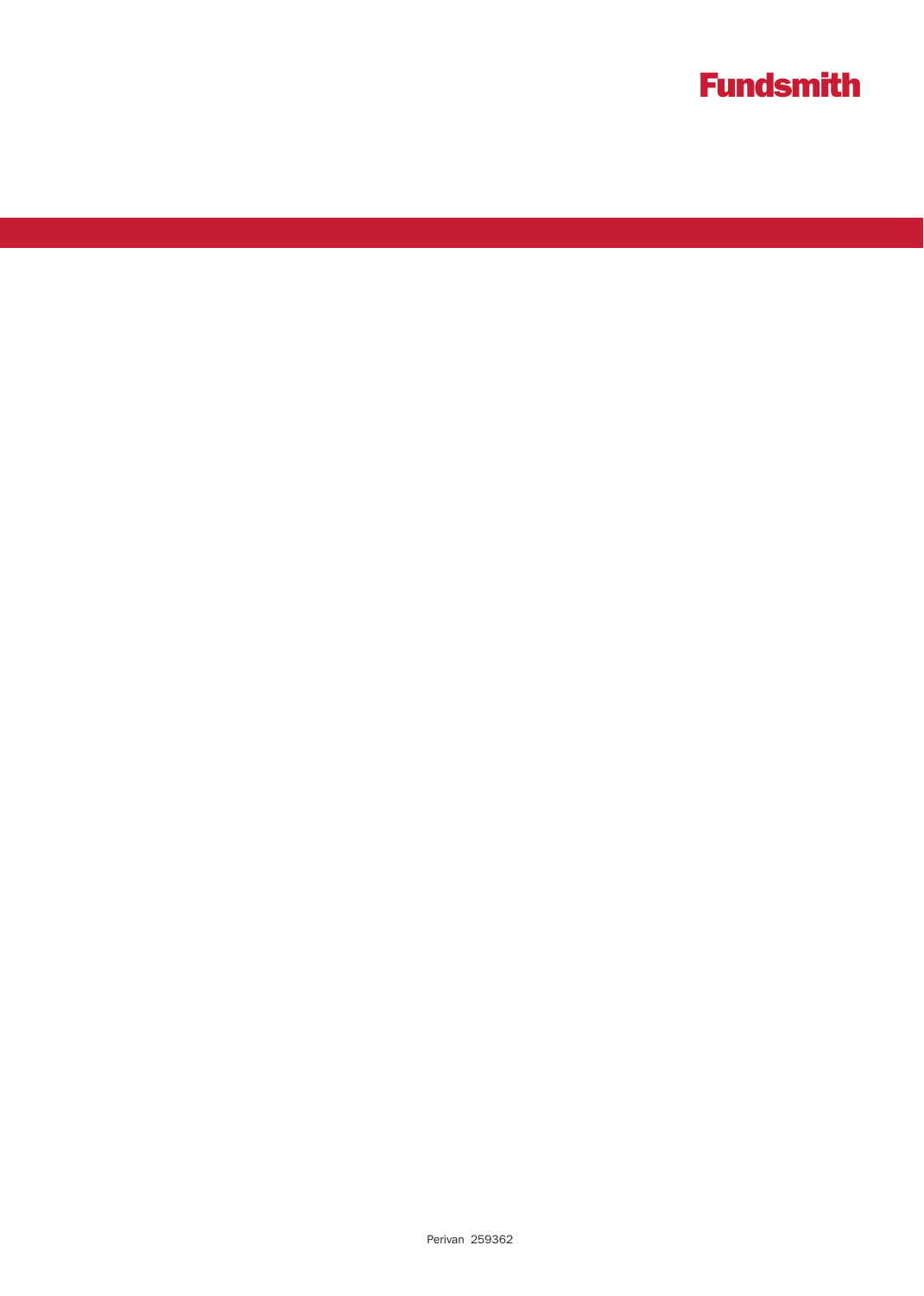Fundsmith

Perivan 259362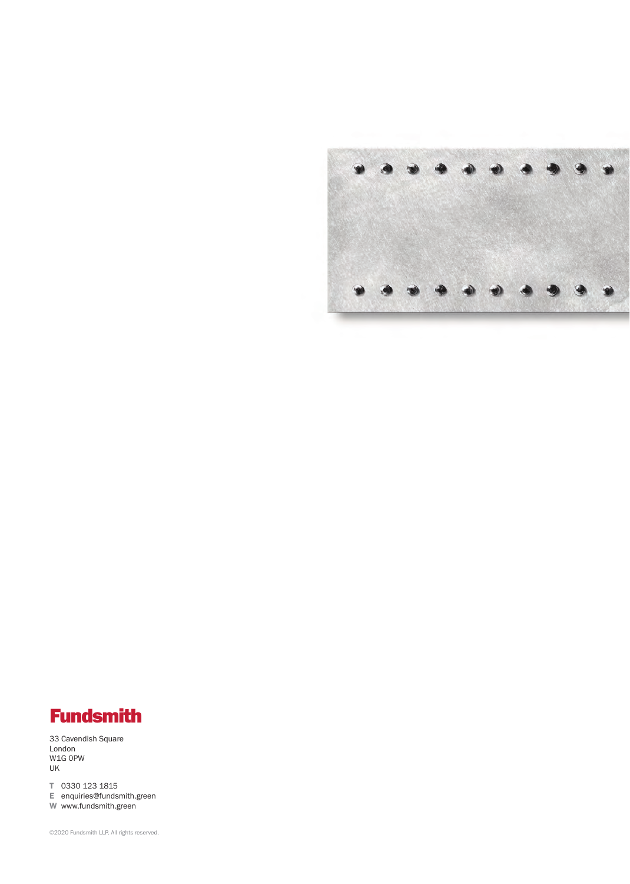**Fundsmith**

33 Cavendish Square
London
W1G 0PW
UK

**T** 0330 123 1815
**E** enquiries@fundsmith.green
**W** www.fundsmith.green

©2020 Fundsmith LLP. All rights reserved.